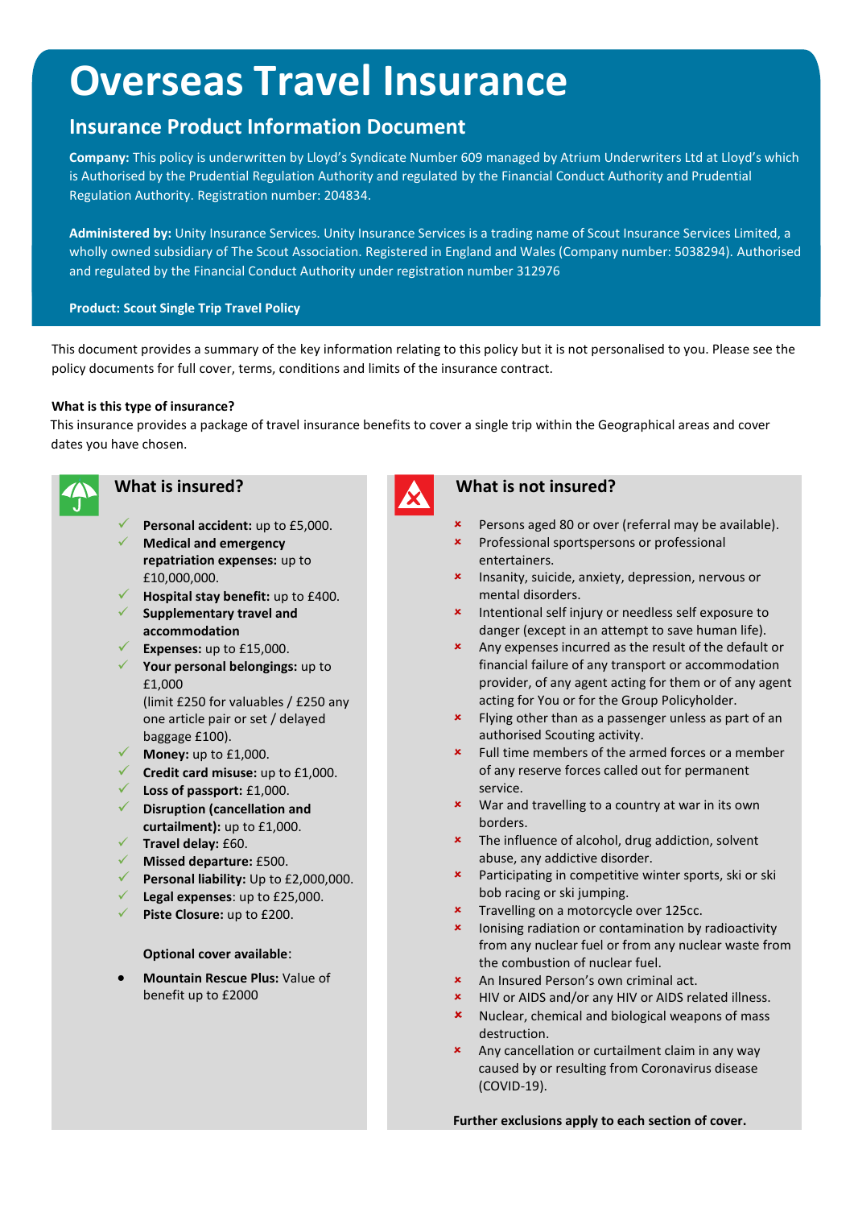# Overseas Travel Insurance

## Insurance Product Information Document

**Company:** This policy is underwritten by Lloyd's Syndicate Number 609 managed by Atrium Underwriters Ltd at Lloyd's which is Authorised by the Prudential Regulation Authority and regulated by the Financial Conduct Authority and Prudential Regulation Authority. Registration number: 204834.

**Administered by:** Unity Insurance Services. Unity Insurance Services is a trading name of Scout Insurance Services Limited, a wholly owned subsidiary of The Scout Association. Registered in England and Wales (Company number: 5038294). Authorised and regulated by the Financial Conduct Authority under registration number 312976

**Product: Scout Single Trip Travel Policy**

This document provides a summary of the key information relating to this policy but it is not personalised to you. Please see the policy documents for full cover, terms, conditions and limits of the insurance contract.

**What is this type of insurance?**

This insurance provides a package of travel insurance benefits to cover a single trip within the Geographical areas and cover dates you have chosen.

### What is insured?

- ✓ **Personal accident:** up to £5,000.
- ✓ **Medical and emergency repatriation expenses:** up to £10,000,000.
- ✓ **Hospital stay benefit:** up to £400.
- ✓ **Supplementary travel and accommodation**
- ✓ **Expenses:** up to £15,000.
- ✓ **Your personal belongings:** up to £1,000 (limit £250 for valuables / £250 any one article pair or set / delayed baggage £100).
- ✓ **Money:** up to £1,000.
- ✓ **Credit card misuse:** up to £1,000.
- ✓ **Loss of passport:** £1,000.
- ✓ **Disruption (cancellation and curtailment):** up to £1,000.
- ✓ **Travel delay:** £60.
- ✓ **Missed departure:** £500.
- ✓ **Personal liability:** Up to £2,000,000.
- ✓ **Legal expenses**: up to £25,000.
- ✓ **Piste Closure:** up to £200.

**Optional cover available**:

- **Mountain Rescue Plus:** Value of benefit up to £2000

### What is not insured?

- ✗ Persons aged 80 or over (referral may be available).
- ✗ Professional sportspersons or professional entertainers.
- ✗ Insanity, suicide, anxiety, depression, nervous or mental disorders.
- ✗ Intentional self injury or needless self exposure to danger (except in an attempt to save human life).
- ✗ Any expenses incurred as the result of the default or financial failure of any transport or accommodation provider, of any agent acting for them or of any agent acting for You or for the Group Policyholder.
- ✗ Flying other than as a passenger unless as part of an authorised Scouting activity.
- ✗ Full time members of the armed forces or a member of any reserve forces called out for permanent service.
- ✗ War and travelling to a country at war in its own borders.
- ✗ The influence of alcohol, drug addiction, solvent abuse, any addictive disorder.
- ✗ Participating in competitive winter sports, ski or ski bob racing or ski jumping.
- ✗ Travelling on a motorcycle over 125cc.
- ✗ Ionising radiation or contamination by radioactivity from any nuclear fuel or from any nuclear waste from the combustion of nuclear fuel.
- ✗ An Insured Person's own criminal act.
- ✗ HIV or AIDS and/or any HIV or AIDS related illness.
- ✗ Nuclear, chemical and biological weapons of mass destruction.
- ✗ Any cancellation or curtailment claim in any way caused by or resulting from Coronavirus disease (COVID-19).

**Further exclusions apply to each section of cover.**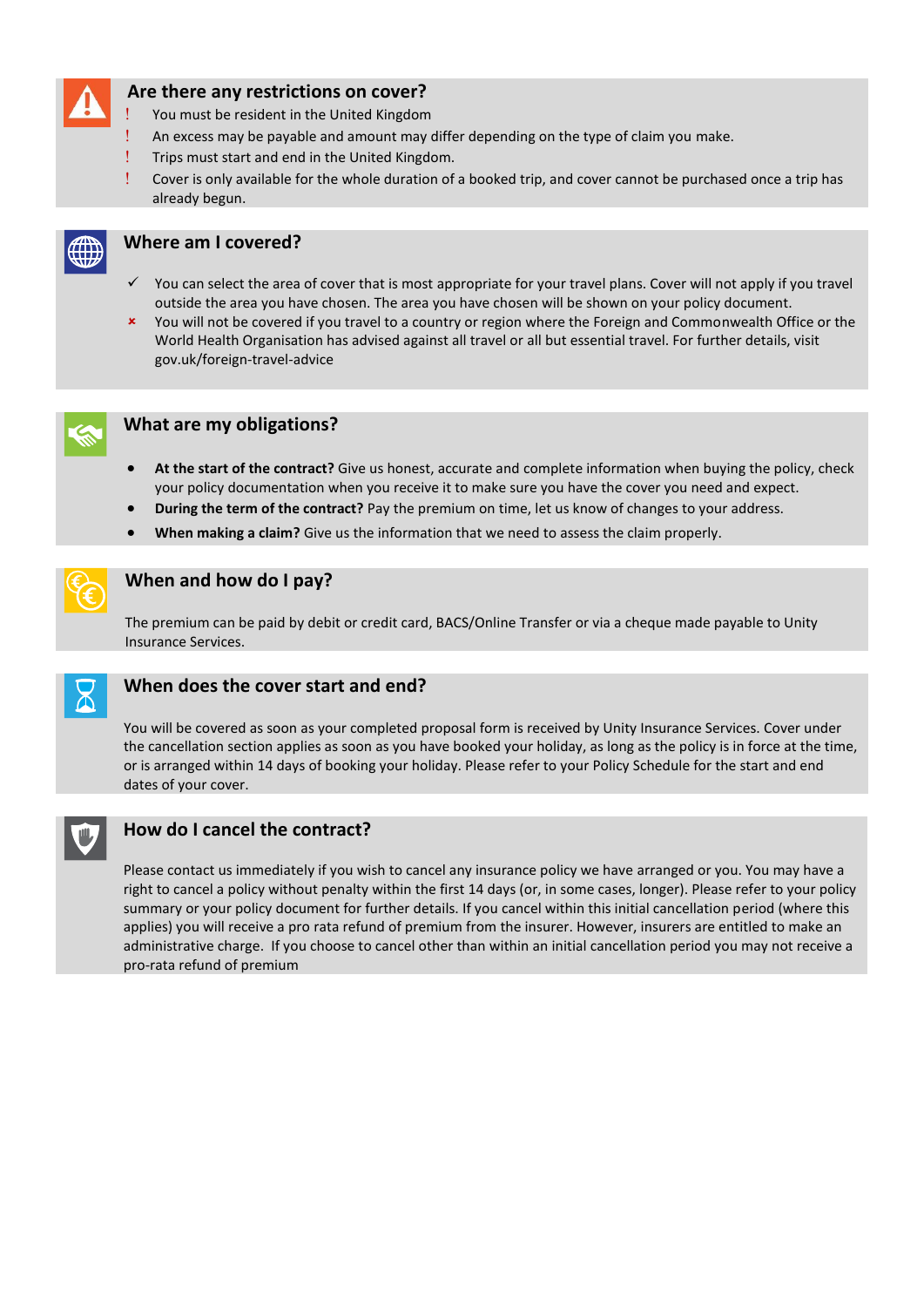## Are there any restrictions on cover?

- ! You must be resident in the United Kingdom
- ! An excess may be payable and amount may differ depending on the type of claim you make.
- ! Trips must start and end in the United Kingdom.
- ! Cover is only available for the whole duration of a booked trip, and cover cannot be purchased once a trip has already begun.

## Where am I covered?

- ✓ You can select the area of cover that is most appropriate for your travel plans. Cover will not apply if you travel outside the area you have chosen. The area you have chosen will be shown on your policy document.
- × You will not be covered if you travel to a country or region where the Foreign and Commonwealth Office or the World Health Organisation has advised against all travel or all but essential travel. For further details, visit gov.uk/foreign-travel-advice

## What are my obligations?

- **At the start of the contract?** Give us honest, accurate and complete information when buying the policy, check your policy documentation when you receive it to make sure you have the cover you need and expect.
- **During the term of the contract?** Pay the premium on time, let us know of changes to your address.
- **When making a claim?** Give us the information that we need to assess the claim properly.

## When and how do I pay?

The premium can be paid by debit or credit card, BACS/Online Transfer or via a cheque made payable to Unity Insurance Services.

## When does the cover start and end?

You will be covered as soon as your completed proposal form is received by Unity Insurance Services. Cover under the cancellation section applies as soon as you have booked your holiday, as long as the policy is in force at the time, or is arranged within 14 days of booking your holiday. Please refer to your Policy Schedule for the start and end dates of your cover.

## How do I cancel the contract?

Please contact us immediately if you wish to cancel any insurance policy we have arranged or you. You may have a right to cancel a policy without penalty within the first 14 days (or, in some cases, longer). Please refer to your policy summary or your policy document for further details. If you cancel within this initial cancellation period (where this applies) you will receive a pro rata refund of premium from the insurer. However, insurers are entitled to make an administrative charge. If you choose to cancel other than within an initial cancellation period you may not receive a pro-rata refund of premium